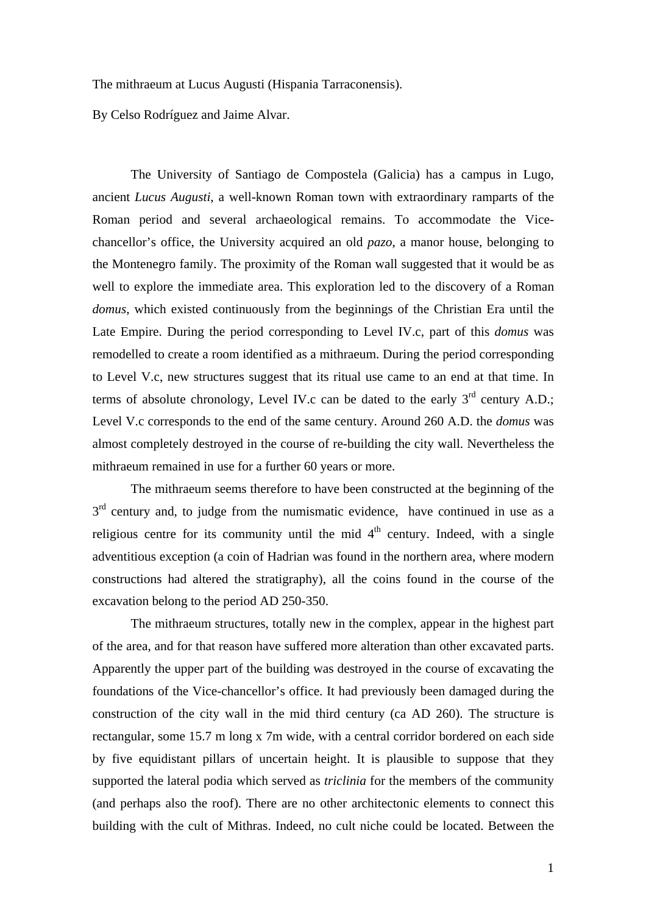The mithraeum at Lucus Augusti (Hispania Tarraconensis).

By Celso Rodríguez and Jaime Alvar.

The University of Santiago de Compostela (Galicia) has a campus in Lugo, ancient *Lucus Augusti*, a well-known Roman town with extraordinary ramparts of the Roman period and several archaeological remains. To accommodate the Vice-chancellor's office, the University acquired an old *pazo*, a manor house, belonging to the Montenegro family. The proximity of the Roman wall suggested that it would be as well to explore the immediate area. This exploration led to the discovery of a Roman *domus*, which existed continuously from the beginnings of the Christian Era until the Late Empire. During the period corresponding to Level IV.c, part of this *domus* was remodelled to create a room identified as a mithraeum. During the period corresponding to Level V.c, new structures suggest that its ritual use came to an end at that time. In terms of absolute chronology, Level IV.c can be dated to the early 3rd century A.D.; Level V.c corresponds to the end of the same century. Around 260 A.D. the *domus* was almost completely destroyed in the course of re-building the city wall. Nevertheless the mithraeum remained in use for a further 60 years or more.

The mithraeum seems therefore to have been constructed at the beginning of the 3rd century and, to judge from the numismatic evidence, have continued in use as a religious centre for its community until the mid 4th century. Indeed, with a single adventitious exception (a coin of Hadrian was found in the northern area, where modern constructions had altered the stratigraphy), all the coins found in the course of the excavation belong to the period AD 250-350.

The mithraeum structures, totally new in the complex, appear in the highest part of the area, and for that reason have suffered more alteration than other excavated parts. Apparently the upper part of the building was destroyed in the course of excavating the foundations of the Vice-chancellor's office. It had previously been damaged during the construction of the city wall in the mid third century (ca AD 260). The structure is rectangular, some 15.7 m long x 7m wide, with a central corridor bordered on each side by five equidistant pillars of uncertain height. It is plausible to suppose that they supported the lateral podia which served as *triclinia* for the members of the community (and perhaps also the roof). There are no other architectonic elements to connect this building with the cult of Mithras. Indeed, no cult niche could be located. Between the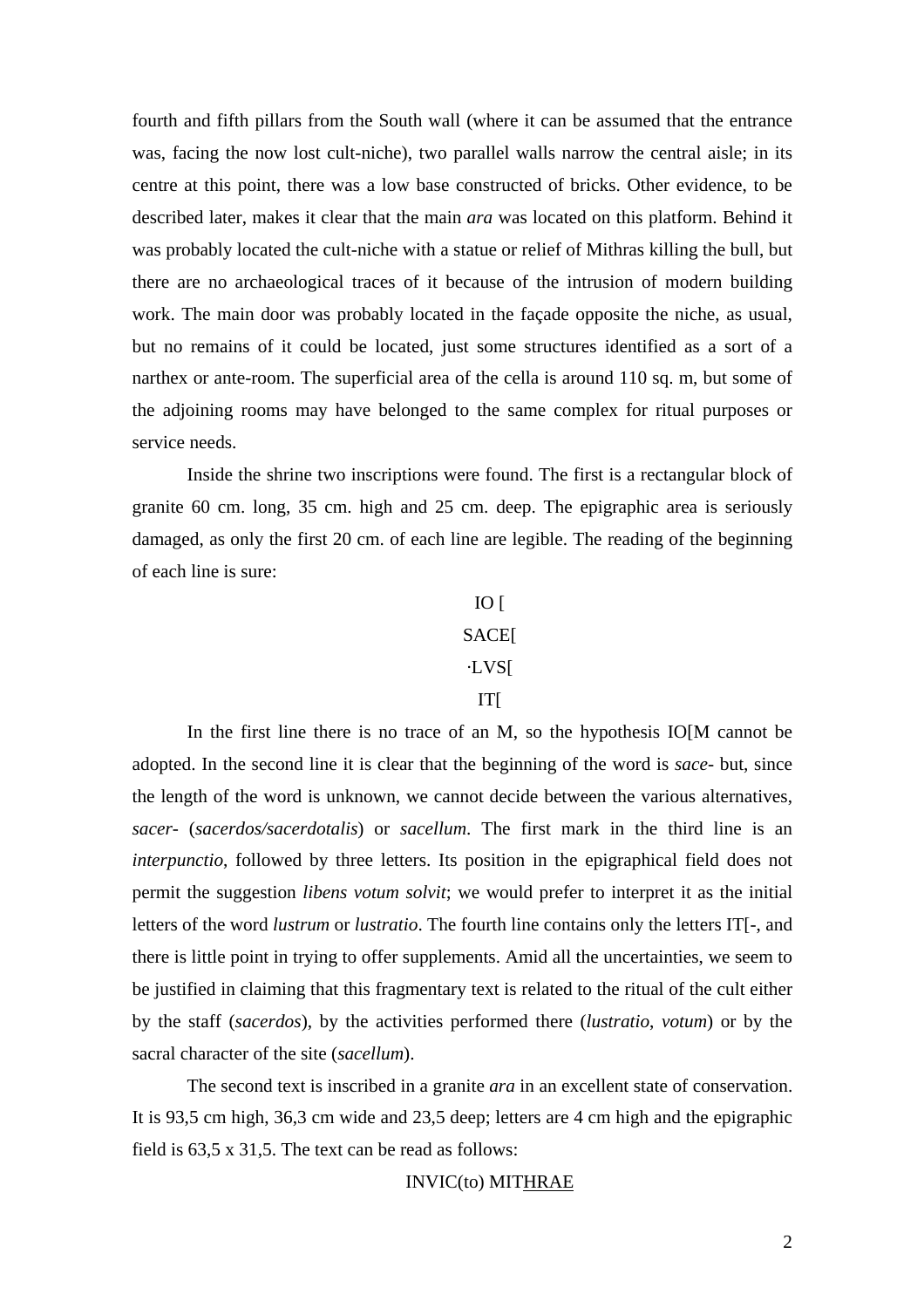fourth and fifth pillars from the South wall (where it can be assumed that the entrance was, facing the now lost cult-niche), two parallel walls narrow the central aisle; in its centre at this point, there was a low base constructed of bricks. Other evidence, to be described later, makes it clear that the main *ara* was located on this platform. Behind it was probably located the cult-niche with a statue or relief of Mithras killing the bull, but there are no archaeological traces of it because of the intrusion of modern building work. The main door was probably located in the façade opposite the niche, as usual, but no remains of it could be located, just some structures identified as a sort of a narthex or ante-room. The superficial area of the cella is around 110 sq. m, but some of the adjoining rooms may have belonged to the same complex for ritual purposes or service needs.

Inside the shrine two inscriptions were found. The first is a rectangular block of granite 60 cm. long, 35 cm. high and 25 cm. deep. The epigraphic area is seriously damaged, as only the first 20 cm. of each line are legible. The reading of the beginning of each line is sure:

IO [

SACE[

·LVS[

IT[

In the first line there is no trace of an M, so the hypothesis IO[M cannot be adopted. In the second line it is clear that the beginning of the word is *sace-* but, since the length of the word is unknown, we cannot decide between the various alternatives, *sacer-* (*sacerdos/sacerdotalis*) or *sacellum*. The first mark in the third line is an *interpunctio*, followed by three letters. Its position in the epigraphical field does not permit the suggestion *libens votum solvit*; we would prefer to interpret it as the initial letters of the word *lustrum* or *lustratio*. The fourth line contains only the letters IT[-, and there is little point in trying to offer supplements. Amid all the uncertainties, we seem to be justified in claiming that this fragmentary text is related to the ritual of the cult either by the staff (*sacerdos*), by the activities performed there (*lustratio*, *votum*) or by the sacral character of the site (*sacellum*).

The second text is inscribed in a granite *ara* in an excellent state of conservation. It is 93,5 cm high, 36,3 cm wide and 23,5 deep; letters are 4 cm high and the epigraphic field is 63,5 x 31,5. The text can be read as follows:

INVIC(to) MIT<u>HRAE</u>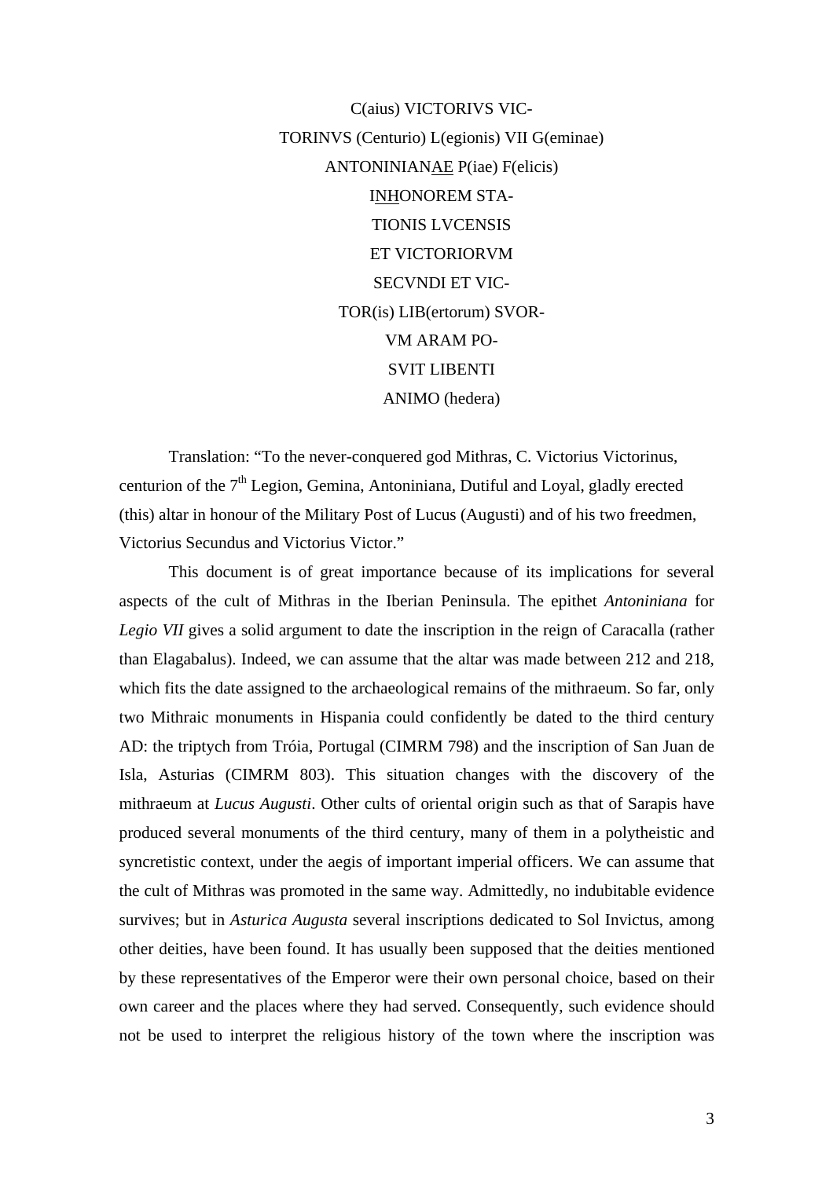C(aius) VICTORIVS VIC-  
TORINVS (Centurio) L(egionis) VII G(eminae)  
ANTONINIANAE P(iae) F(elicis)  
INHONOREM STA-  
TIONIS LVCENSIS  
ET VICTORIORVM  
SECVNDI ET VIC-  
TOR(is) LIB(ertorum) SVOR-  
VM ARAM PO-  
SVIT LIBENTI  
ANIMO (hedera)

Translation: "To the never-conquered god Mithras, C. Victorius Victorinus, centurion of the 7th Legion, Gemina, Antoniniana, Dutiful and Loyal, gladly erected (this) altar in honour of the Military Post of Lucus (Augusti) and of his two freedmen, Victorius Secundus and Victorius Victor."

This document is of great importance because of its implications for several aspects of the cult of Mithras in the Iberian Peninsula. The epithet *Antoniniana* for *Legio VII* gives a solid argument to date the inscription in the reign of Caracalla (rather than Elagabalus). Indeed, we can assume that the altar was made between 212 and 218, which fits the date assigned to the archaeological remains of the mithraeum. So far, only two Mithraic monuments in Hispania could confidently be dated to the third century AD: the triptych from Tróia, Portugal (CIMRM 798) and the inscription of San Juan de Isla, Asturias (CIMRM 803). This situation changes with the discovery of the mithraeum at *Lucus Augusti*. Other cults of oriental origin such as that of Sarapis have produced several monuments of the third century, many of them in a polytheistic and syncretistic context, under the aegis of important imperial officers. We can assume that the cult of Mithras was promoted in the same way. Admittedly, no indubitable evidence survives; but in *Asturica Augusta* several inscriptions dedicated to Sol Invictus, among other deities, have been found. It has usually been supposed that the deities mentioned by these representatives of the Emperor were their own personal choice, based on their own career and the places where they had served. Consequently, such evidence should not be used to interpret the religious history of the town where the inscription was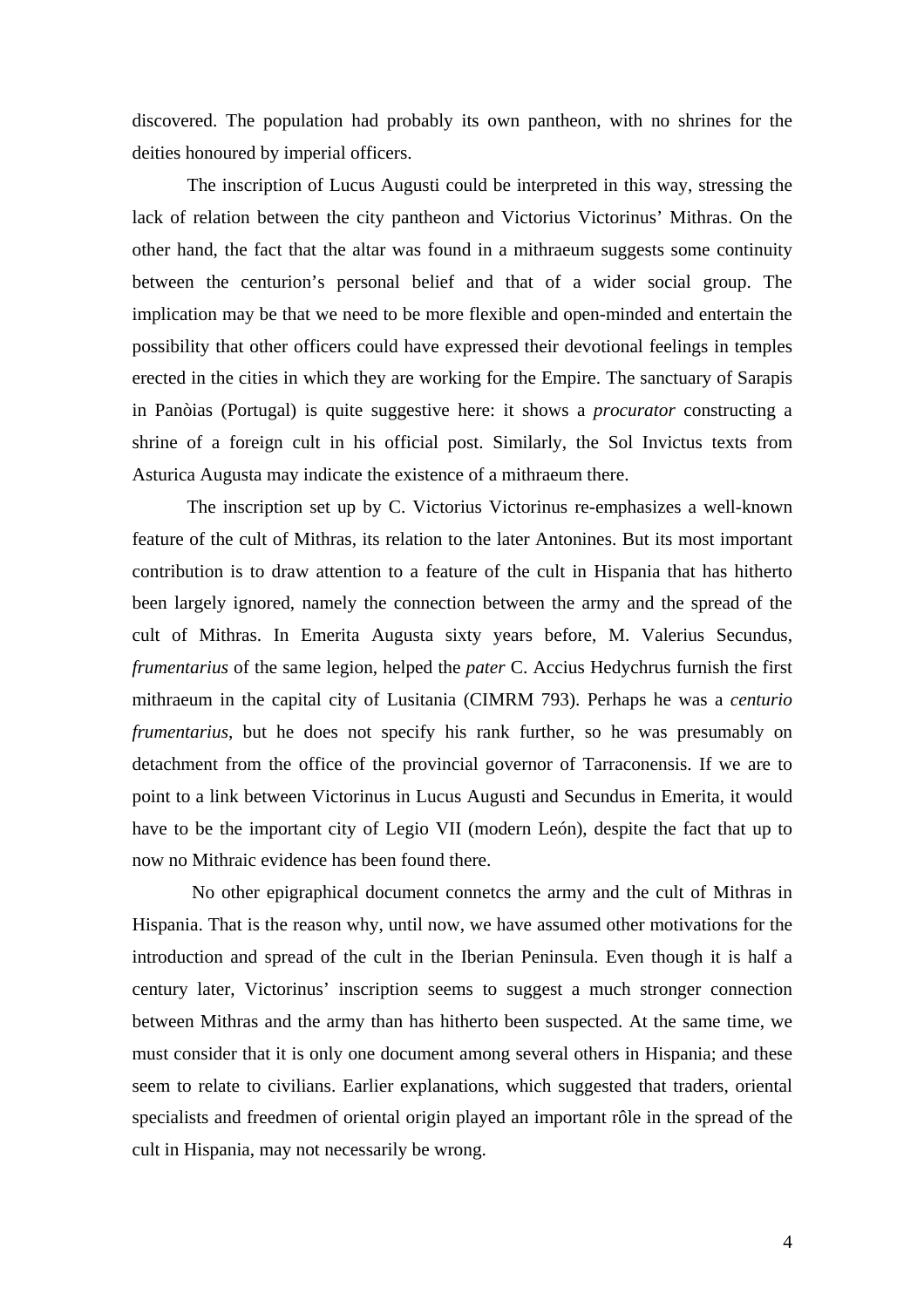discovered. The population had probably its own pantheon, with no shrines for the deities honoured by imperial officers.

The inscription of Lucus Augusti could be interpreted in this way, stressing the lack of relation between the city pantheon and Victorius Victorinus' Mithras. On the other hand, the fact that the altar was found in a mithraeum suggests some continuity between the centurion's personal belief and that of a wider social group. The implication may be that we need to be more flexible and open-minded and entertain the possibility that other officers could have expressed their devotional feelings in temples erected in the cities in which they are working for the Empire. The sanctuary of Sarapis in Panòias (Portugal) is quite suggestive here: it shows a *procurator* constructing a shrine of a foreign cult in his official post. Similarly, the Sol Invictus texts from Asturica Augusta may indicate the existence of a mithraeum there.

The inscription set up by C. Victorius Victorinus re-emphasizes a well-known feature of the cult of Mithras, its relation to the later Antonines. But its most important contribution is to draw attention to a feature of the cult in Hispania that has hitherto been largely ignored, namely the connection between the army and the spread of the cult of Mithras. In Emerita Augusta sixty years before, M. Valerius Secundus, *frumentarius* of the same legion, helped the *pater* C. Accius Hedychrus furnish the first mithraeum in the capital city of Lusitania (CIMRM 793). Perhaps he was a *centurio frumentarius*, but he does not specify his rank further, so he was presumably on detachment from the office of the provincial governor of Tarraconensis. If we are to point to a link between Victorinus in Lucus Augusti and Secundus in Emerita, it would have to be the important city of Legio VII (modern León), despite the fact that up to now no Mithraic evidence has been found there.

No other epigraphical document connetcs the army and the cult of Mithras in Hispania. That is the reason why, until now, we have assumed other motivations for the introduction and spread of the cult in the Iberian Peninsula. Even though it is half a century later, Victorinus' inscription seems to suggest a much stronger connection between Mithras and the army than has hitherto been suspected. At the same time, we must consider that it is only one document among several others in Hispania; and these seem to relate to civilians. Earlier explanations, which suggested that traders, oriental specialists and freedmen of oriental origin played an important rôle in the spread of the cult in Hispania, may not necessarily be wrong.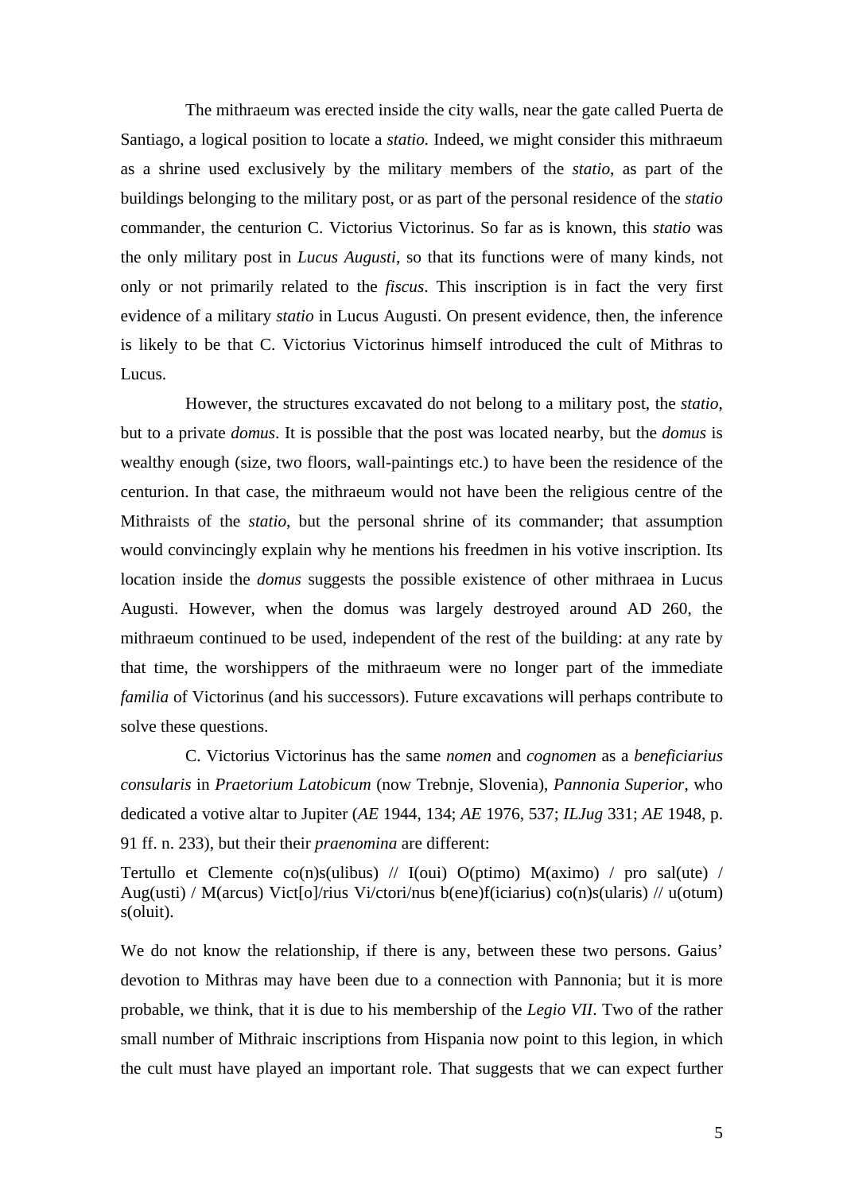The mithraeum was erected inside the city walls, near the gate called Puerta de Santiago, a logical position to locate a *statio.* Indeed, we might consider this mithraeum as a shrine used exclusively by the military members of the *statio*, as part of the buildings belonging to the military post, or as part of the personal residence of the *statio* commander, the centurion C. Victorius Victorinus. So far as is known, this *statio* was the only military post in *Lucus Augusti*, so that its functions were of many kinds, not only or not primarily related to the *fiscus*. This inscription is in fact the very first evidence of a military *statio* in Lucus Augusti. On present evidence, then, the inference is likely to be that C. Victorius Victorinus himself introduced the cult of Mithras to Lucus.

However, the structures excavated do not belong to a military post, the *statio*, but to a private *domus*. It is possible that the post was located nearby, but the *domus* is wealthy enough (size, two floors, wall-paintings etc.) to have been the residence of the centurion. In that case, the mithraeum would not have been the religious centre of the Mithraists of the *statio*, but the personal shrine of its commander; that assumption would convincingly explain why he mentions his freedmen in his votive inscription. Its location inside the *domus* suggests the possible existence of other mithraea in Lucus Augusti. However, when the domus was largely destroyed around AD 260, the mithraeum continued to be used, independent of the rest of the building: at any rate by that time, the worshippers of the mithraeum were no longer part of the immediate *familia* of Victorinus (and his successors). Future excavations will perhaps contribute to solve these questions.

C. Victorius Victorinus has the same *nomen* and *cognomen* as a *beneficiarius consularis* in *Praetorium Latobicum* (now Trebnje, Slovenia), *Pannonia Superior*, who dedicated a votive altar to Jupiter (*AE* 1944, 134; *AE* 1976, 537; *ILJug* 331; *AE* 1948, p. 91 ff. n. 233), but their their *praenomina* are different:

Tertullo et Clemente co(n)s(ulibus) // I(oui) O(ptimo) M(aximo) / pro sal(ute) / Aug(usti) / M(arcus) Vict[o]/rius Vi/ctori/nus b(ene)f(iciarius) co(n)s(ularis) // u(otum) s(oluit).

We do not know the relationship, if there is any, between these two persons. Gaius' devotion to Mithras may have been due to a connection with Pannonia; but it is more probable, we think, that it is due to his membership of the *Legio VII*. Two of the rather small number of Mithraic inscriptions from Hispania now point to this legion, in which the cult must have played an important role. That suggests that we can expect further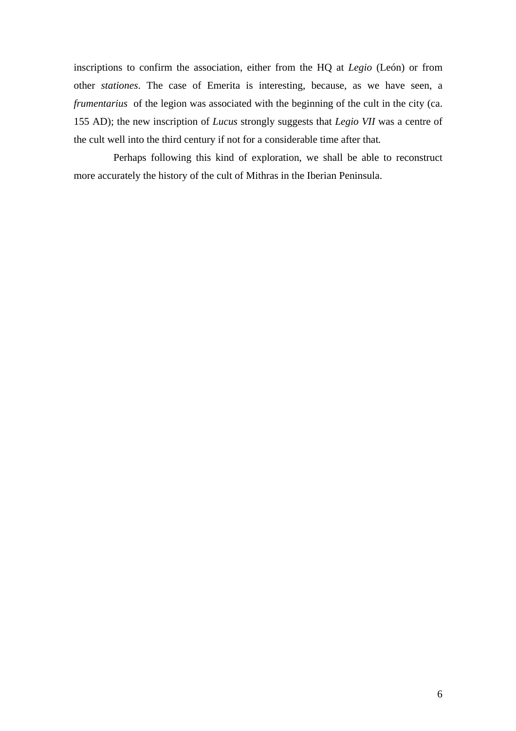inscriptions to confirm the association, either from the HQ at *Legio* (León) or from other *stationes*. The case of Emerita is interesting, because, as we have seen, a *frumentarius* of the legion was associated with the beginning of the cult in the city (ca. 155 AD); the new inscription of *Lucus* strongly suggests that *Legio VII* was a centre of the cult well into the third century if not for a considerable time after that.

Perhaps following this kind of exploration, we shall be able to reconstruct more accurately the history of the cult of Mithras in the Iberian Peninsula.